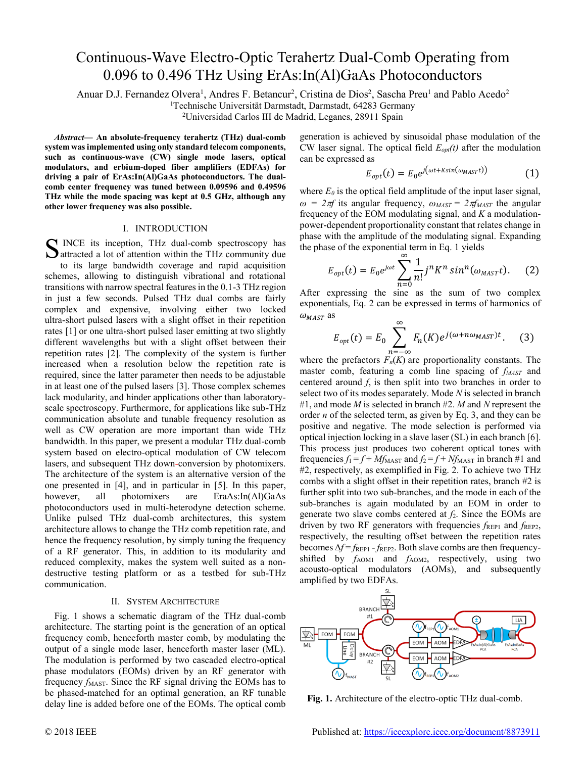# Continuous-Wave Electro-Optic Terahertz Dual-Comb Operating from 0.096 to 0.496 THz Using ErAs:In(Al)GaAs Photoconductors

Anuar D.J. Fernandez Olvera[1], Andres F. Betancur[2], Cristina de Dios[2], Sascha Preu[1] and Pablo Acedo[2]

[1]Technische Universität Darmstadt, Darmstadt, 64283 Germany

[2]Universidad Carlos III de Madrid, Leganes, 28911 Spain

***Abstract*— An absolute-frequency terahertz (THz) dual-comb system was implemented using only standard telecom components, such as continuous-wave (CW) single mode lasers, optical modulators, and erbium-doped fiber amplifiers (EDFAs) for driving a pair of ErAs:In(Al)GaAs photoconductors. The dual-comb center frequency was tuned between 0.09596 and 0.49596 THz while the mode spacing was kept at 0.5 GHz, although any other lower frequency was also possible.**

## I. Introduction

Since its inception, THz dual-comb spectroscopy has attracted a lot of attention within the THz community due to its large bandwidth coverage and rapid acquisition schemes, allowing to distinguish vibrational and rotational transitions with narrow spectral features in the 0.1-3 THz region in just a few seconds. Pulsed THz dual combs are fairly complex and expensive, involving either two locked ultra-short pulsed lasers with a slight offset in their repetition rates [1] or one ultra-short pulsed laser emitting at two slightly different wavelengths but with a slight offset between their repetition rates [2]. The complexity of the system is further increased when a resolution below the repetition rate is required, since the latter parameter then needs to be adjustable in at least one of the pulsed lasers [3]. Those complex schemes lack modularity, and hinder applications other than laboratory-scale spectroscopy. Furthermore, for applications like sub-THz communication absolute and tunable frequency resolution as well as CW operation are more important than wide THz bandwidth. In this paper, we present a modular THz dual-comb system based on electro-optical modulation of CW telecom lasers, and subsequent THz down-conversion by photomixers. The architecture of the system is an alternative version of the one presented in [4], and in particular in [5]. In this paper, however, all photomixers are EraAs:In(Al)GaAs photoconductors used in multi-heterodyne detection scheme. Unlike pulsed THz dual-comb architectures, this system architecture allows to change the THz comb repetition rate, and hence the frequency resolution, by simply tuning the frequency of a RF generator. This, in addition to its modularity and reduced complexity, makes the system well suited as a non-destructive testing platform or as a testbed for sub-THz communication.

## II. System Architecture

Fig. 1 shows a schematic diagram of the THz dual-comb architecture. The starting point is the generation of an optical frequency comb, henceforth master comb, by modulating the output of a single mode laser, henceforth master laser (ML). The modulation is performed by two cascaded electro-optical phase modulators (EOMs) driven by an RF generator with frequency $f_{MAST}$. Since the RF signal driving the EOMs has to be phased-matched for an optimal generation, an RF tunable delay line is added before one of the EOMs. The optical comb generation is achieved by sinusoidal phase modulation of the CW laser signal. The optical field $E_{opt}(t)$ after the modulation can be expressed as

$$E_{opt}(t) = E_0 e^{j(\omega t + K\sin(\omega_{MAST} t))} \quad (1)$$

where $E_0$ is the optical field amplitude of the input laser signal, $\omega = 2\pi f$ its angular frequency, $\omega_{MAST} = 2\pi f_{MAST}$ the angular frequency of the EOM modulating signal, and $K$ a modulation-power-dependent proportionality constant that relates change in phase with the amplitude of the modulating signal. Expanding the phase of the exponential term in Eq. 1 yields

$$E_{opt}(t) = E_0 e^{j\omega t} \sum_{n=0}^{\infty} \frac{1}{n!} j^n K^n \sin^n(\omega_{MAST} t). \quad (2)$$

After expressing the sine as the sum of two complex exponentials, Eq. 2 can be expressed in terms of harmonics of $\omega_{MAST}$ as

$$E_{opt}(t) = E_0 \sum_{n=-\infty}^{\infty} F_n(K) e^{j(\omega + n\omega_{MAST})t}. \quad (3)$$

where the prefactors $F_n(K)$ are proportionality constants. The master comb, featuring a comb line spacing of $f_{MAST}$ and centered around $f$, is then split into two branches in order to select two of its modes separately. Mode $N$ is selected in branch #1, and mode $M$ is selected in branch #2. $M$ and $N$ represent the order $n$ of the selected term, as given by Eq. 3, and they can be positive and negative. The mode selection is performed via optical injection locking in a slave laser (SL) in each branch [6]. This process just produces two coherent optical tones with frequencies $f_1 = f + Mf_{MAST}$ and $f_2 = f + Nf_{MAST}$ in branch #1 and #2, respectively, as exemplified in Fig. 2. To achieve two THz combs with a slight offset in their repetition rates, branch #2 is further split into two sub-branches, and the mode in each of the sub-branches is again modulated by an EOM in order to generate two slave combs centered at $f_2$. Since the EOMs are driven by two RF generators with frequencies $f_{REP1}$ and $f_{REP2}$, respectively, the resulting offset between the repetition rates becomes $\Delta f = f_{REP1} - f_{REP2}$. Both slave combs are then frequency-shifted by $f_{AOM1}$ and $f_{AOM2}$, respectively, using two acousto-optical modulators (AOMs), and subsequently amplified by two EDFAs.

**Fig. 1.** Architecture of the electro-optic THz dual-comb.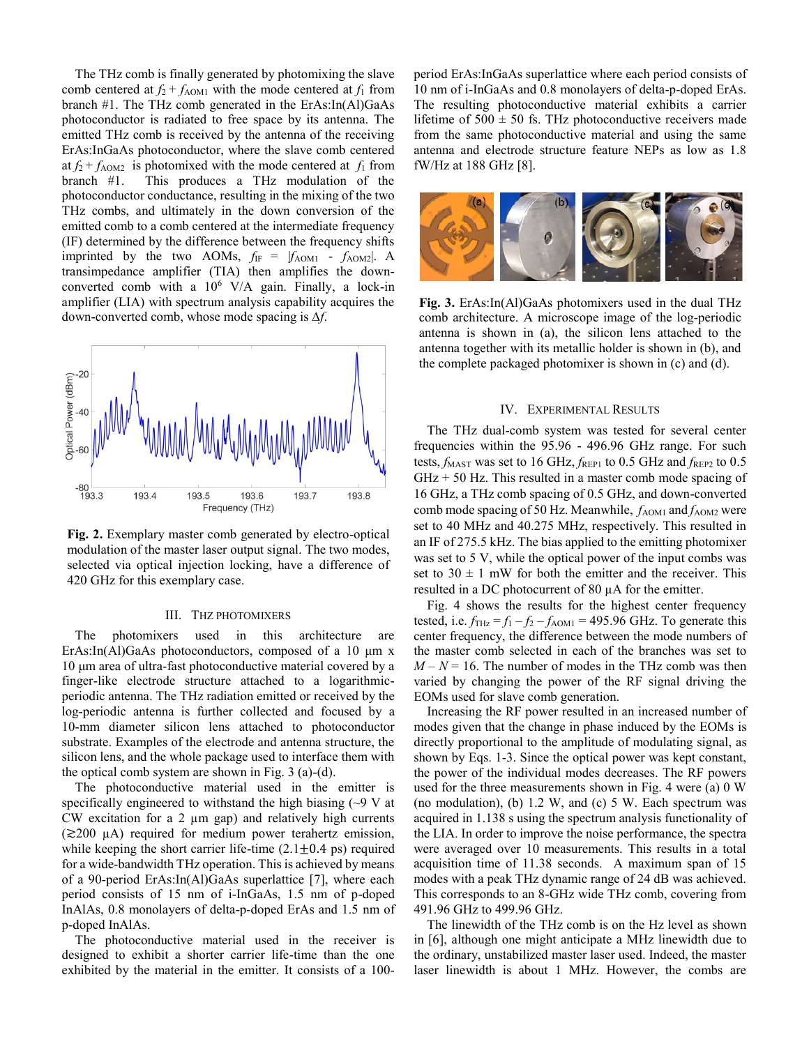The THz comb is finally generated by photomixing the slave comb centered at $f_2 + f_{AOM1}$ with the mode centered at $f_1$ from branch #1. The THz comb generated in the ErAs:In(Al)GaAs photoconductor is radiated to free space by its antenna. The emitted THz comb is received by the antenna of the receiving ErAs:InGaAs photoconductor, where the slave comb centered at $f_2 + f_{AOM2}$ is photomixed with the mode centered at $f_1$ from branch #1. This produces a THz modulation of the photoconductor conductance, resulting in the mixing of the two THz combs, and ultimately in the down conversion of the emitted comb to a comb centered at the intermediate frequency (IF) determined by the difference between the frequency shifts imprinted by the two AOMs, $f_{IF} = |f_{AOM1} - f_{AOM2}|$. A transimpedance amplifier (TIA) then amplifies the down-converted comb with a $10^6$ V/A gain. Finally, a lock-in amplifier (LIA) with spectrum analysis capability acquires the down-converted comb, whose mode spacing is $\Delta f$.

**Fig. 2.** Exemplary master comb generated by electro-optical modulation of the master laser output signal. The two modes, selected via optical injection locking, have a difference of 420 GHz for this exemplary case.

## III. THz Photomixers

The photomixers used in this architecture are ErAs:In(Al)GaAs photoconductors, composed of a 10 μm x 10 μm area of ultra-fast photoconductive material covered by a finger-like electrode structure attached to a logarithmic-periodic antenna. The THz radiation emitted or received by the log-periodic antenna is further collected and focused by a 10-mm diameter silicon lens attached to photoconductor substrate. Examples of the electrode and antenna structure, the silicon lens, and the whole package used to interface them with the optical comb system are shown in Fig. 3 (a)-(d).

The photoconductive material used in the emitter is specifically engineered to withstand the high biasing (~9 V at CW excitation for a 2 μm gap) and relatively high currents ($\gtrsim$200 μA) required for medium power terahertz emission, while keeping the short carrier life-time (2.1±0.4 ps) required for a wide-bandwidth THz operation. This is achieved by means of a 90-period ErAs:In(Al)GaAs superlattice [7], where each period consists of 15 nm of i-InGaAs, 1.5 nm of p-doped InAlAs, 0.8 monolayers of delta-p-doped ErAs and 1.5 nm of p-doped InAlAs.

The photoconductive material used in the receiver is designed to exhibit a shorter carrier life-time than the one exhibited by the material in the emitter. It consists of a 100-period ErAs:InGaAs superlattice where each period consists of 10 nm of i-InGaAs and 0.8 monolayers of delta-p-doped ErAs. The resulting photoconductive material exhibits a carrier lifetime of 500 ± 50 fs. THz photoconductive receivers made from the same photoconductive material and using the same antenna and electrode structure feature NEPs as low as 1.8 fW/Hz at 188 GHz [8].

**Fig. 3.** ErAs:In(Al)GaAs photomixers used in the dual THz comb architecture. A microscope image of the log-periodic antenna is shown in (a), the silicon lens attached to the antenna together with its metallic holder is shown in (b), and the complete packaged photomixer is shown in (c) and (d).

## IV. Experimental Results

The THz dual-comb system was tested for several center frequencies within the 95.96 - 496.96 GHz range. For such tests, $f_{MAST}$ was set to 16 GHz, $f_{REP1}$ to 0.5 GHz and $f_{REP2}$ to 0.5 GHz + 50 Hz. This resulted in a master comb mode spacing of 16 GHz, a THz comb spacing of 0.5 GHz, and down-converted comb mode spacing of 50 Hz. Meanwhile, $f_{AOM1}$ and $f_{AOM2}$ were set to 40 MHz and 40.275 MHz, respectively. This resulted in an IF of 275.5 kHz. The bias applied to the emitting photomixer was set to 5 V, while the optical power of the input combs was set to 30 ± 1 mW for both the emitter and the receiver. This resulted in a DC photocurrent of 80 μA for the emitter.

Fig. 4 shows the results for the highest center frequency tested, i.e. $f_{THz} = f_1 - f_2 - f_{AOM1} = 495.96$ GHz. To generate this center frequency, the difference between the mode numbers of the master comb selected in each of the branches was set to $M - N = 16$. The number of modes in the THz comb was then varied by changing the power of the RF signal driving the EOMs used for slave comb generation.

Increasing the RF power resulted in an increased number of modes given that the change in phase induced by the EOMs is directly proportional to the amplitude of modulating signal, as shown by Eqs. 1-3. Since the optical power was kept constant, the power of the individual modes decreases. The RF powers used for the three measurements shown in Fig. 4 were (a) 0 W (no modulation), (b) 1.2 W, and (c) 5 W. Each spectrum was acquired in 1.138 s using the spectrum analysis functionality of the LIA. In order to improve the noise performance, the spectra were averaged over 10 measurements. This results in a total acquisition time of 11.38 seconds. A maximum span of 15 modes with a peak THz dynamic range of 24 dB was achieved. This corresponds to an 8-GHz wide THz comb, covering from 491.96 GHz to 499.96 GHz.

The linewidth of the THz comb is on the Hz level as shown in [6], although one might anticipate a MHz linewidth due to the ordinary, unstabilized master laser used. Indeed, the master laser linewidth is about 1 MHz. However, the combs are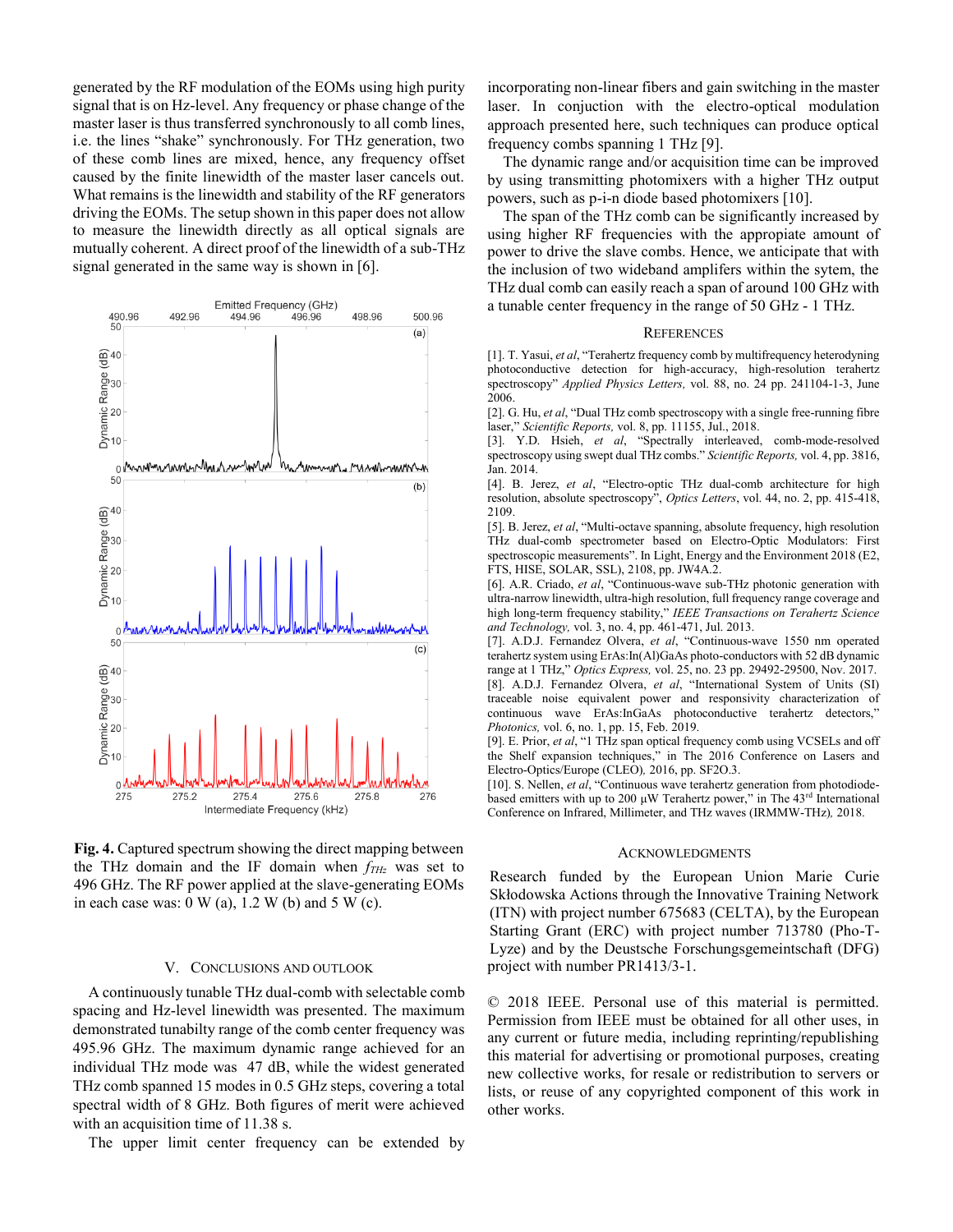generated by the RF modulation of the EOMs using high purity signal that is on Hz-level. Any frequency or phase change of the master laser is thus transferred synchronously to all comb lines, i.e. the lines "shake" synchronously. For THz generation, two of these comb lines are mixed, hence, any frequency offset caused by the finite linewidth of the master laser cancels out. What remains is the linewidth and stability of the RF generators driving the EOMs. The setup shown in this paper does not allow to measure the linewidth directly as all optical signals are mutually coherent. A direct proof of the linewidth of a sub-THz signal generated in the same way is shown in [6].

**Fig. 4.** Captured spectrum showing the direct mapping between the THz domain and the IF domain when $f_{THz}$ was set to 496 GHz. The RF power applied at the slave-generating EOMs in each case was: 0 W (a), 1.2 W (b) and 5 W (c).

## V. Conclusions and Outlook

A continuously tunable THz dual-comb with selectable comb spacing and Hz-level linewidth was presented. The maximum demonstrated tunabilty range of the comb center frequency was 495.96 GHz. The maximum dynamic range achieved for an individual THz mode was 47 dB, while the widest generated THz comb spanned 15 modes in 0.5 GHz steps, covering a total spectral width of 8 GHz. Both figures of merit were achieved with an acquisition time of 11.38 s.

The upper limit center frequency can be extended by incorporating non-linear fibers and gain switching in the master laser. In conjuction with the electro-optical modulation approach presented here, such techniques can produce optical frequency combs spanning 1 THz [9].

The dynamic range and/or acquisition time can be improved by using transmitting photomixers with a higher THz output powers, such as p-i-n diode based photomixers [10].

The span of the THz comb can be significantly increased by using higher RF frequencies with the appropiate amount of power to drive the slave combs. Hence, we anticipate that with the inclusion of two wideband amplifers within the sytem, the THz dual comb can easily reach a span of around 100 GHz with a tunable center frequency in the range of 50 GHz - 1 THz.

## References

[1]. T. Yasui, *et al*, "Terahertz frequency comb by multifrequency heterodyning photoconductive detection for high-accuracy, high-resolution terahertz spectroscopy" *Applied Physics Letters,* vol. 88, no. 24 pp. 241104-1-3, June 2006.

[2]. G. Hu, *et al*, "Dual THz comb spectroscopy with a single free-running fibre laser," *Scientific Reports,* vol. 8, pp. 11155, Jul., 2018.

[3]. Y.D. Hsieh, *et al*, "Spectrally interleaved, comb-mode-resolved spectroscopy using swept dual THz combs." *Scientific Reports,* vol. 4, pp. 3816, Jan. 2014.

[4]. B. Jerez, *et al*, "Electro-optic THz dual-comb architecture for high resolution, absolute spectroscopy", *Optics Letters*, vol. 44, no. 2, pp. 415-418, 2109.

[5]. B. Jerez, *et al*, "Multi-octave spanning, absolute frequency, high resolution THz dual-comb spectrometer based on Electro-Optic Modulators: First spectroscopic measurements". In Light, Energy and the Environment 2018 (E2, FTS, HISE, SOLAR, SSL), 2108, pp. JW4A.2.

[6]. A.R. Criado, *et al*, "Continuous-wave sub-THz photonic generation with ultra-narrow linewidth, ultra-high resolution, full frequency range coverage and high long-term frequency stability," *IEEE Transactions on Terahertz Science and Technology,* vol. 3, no. 4, pp. 461-471, Jul. 2013.

[7]. A.D.J. Fernandez Olvera, *et al*, "Continuous-wave 1550 nm operated terahertz system using ErAs:In(Al)GaAs photo-conductors with 52 dB dynamic range at 1 THz," *Optics Express,* vol. 25, no. 23 pp. 29492-29500, Nov. 2017.

[8]. A.D.J. Fernandez Olvera, *et al*, "International System of Units (SI) traceable noise equivalent power and responsivity characterization of continuous wave ErAs:InGaAs photoconductive terahertz detectors," *Photonics,* vol. 6, no. 1, pp. 15, Feb. 2019.

[9]. E. Prior, *et al*, "1 THz span optical frequency comb using VCSELs and off the Shelf expansion techniques," in The 2016 Conference on Lasers and Electro-Optics/Europe (CLEO)*,* 2016, pp. SF2O.3.

[10]. S. Nellen, *et al*, "Continuous wave terahertz generation from photodiode-based emitters with up to 200 μW Terahertz power," in The 43rd International Conference on Infrared, Millimeter, and THz waves (IRMMW-THz)*,* 2018.

## Acknowledgments

Research funded by the European Union Marie Curie Skłodowska Actions through the Innovative Training Network (ITN) with project number 675683 (CELTA), by the European Starting Grant (ERC) with project number 713780 (Pho-T-Lyze) and by the Deustsche Forschungsgemeintschaft (DFG) project with number PR1413/3-1.

© 2018 IEEE. Personal use of this material is permitted. Permission from IEEE must be obtained for all other uses, in any current or future media, including reprinting/republishing this material for advertising or promotional purposes, creating new collective works, for resale or redistribution to servers or lists, or reuse of any copyrighted component of this work in other works.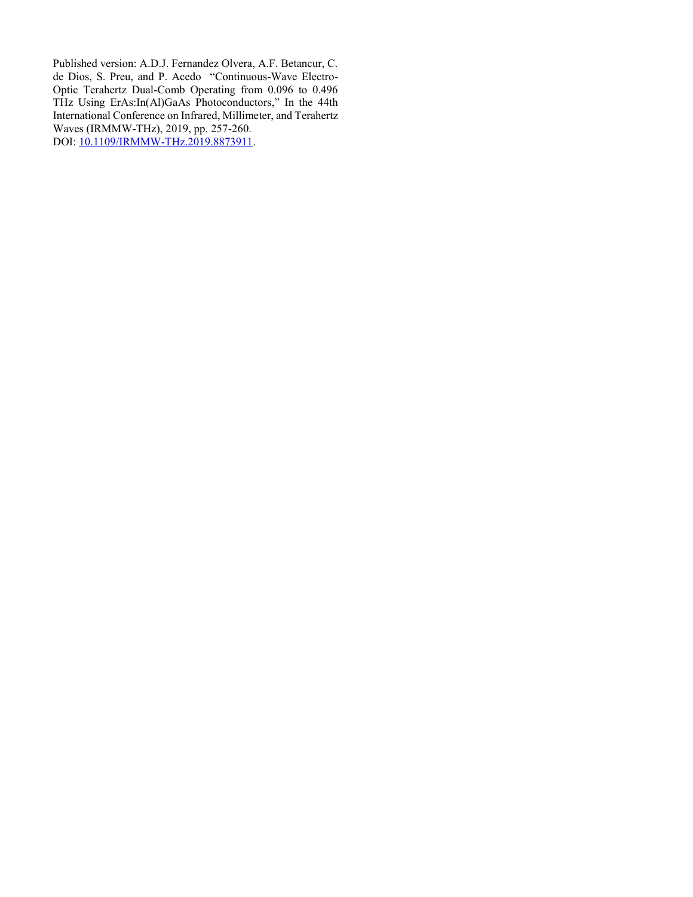Published version: A.D.J. Fernandez Olvera, A.F. Betancur, C. de Dios, S. Preu, and P. Acedo "Continuous-Wave Electro-Optic Terahertz Dual-Comb Operating from 0.096 to 0.496 THz Using ErAs:In(Al)GaAs Photoconductors," In the 44th International Conference on Infrared, Millimeter, and Terahertz Waves (IRMMW-THz), 2019, pp. 257-260.
DOI: [10.1109/IRMMW-THz.2019.8873911](https://doi.org/10.1109/IRMMW-THz.2019.8873911).